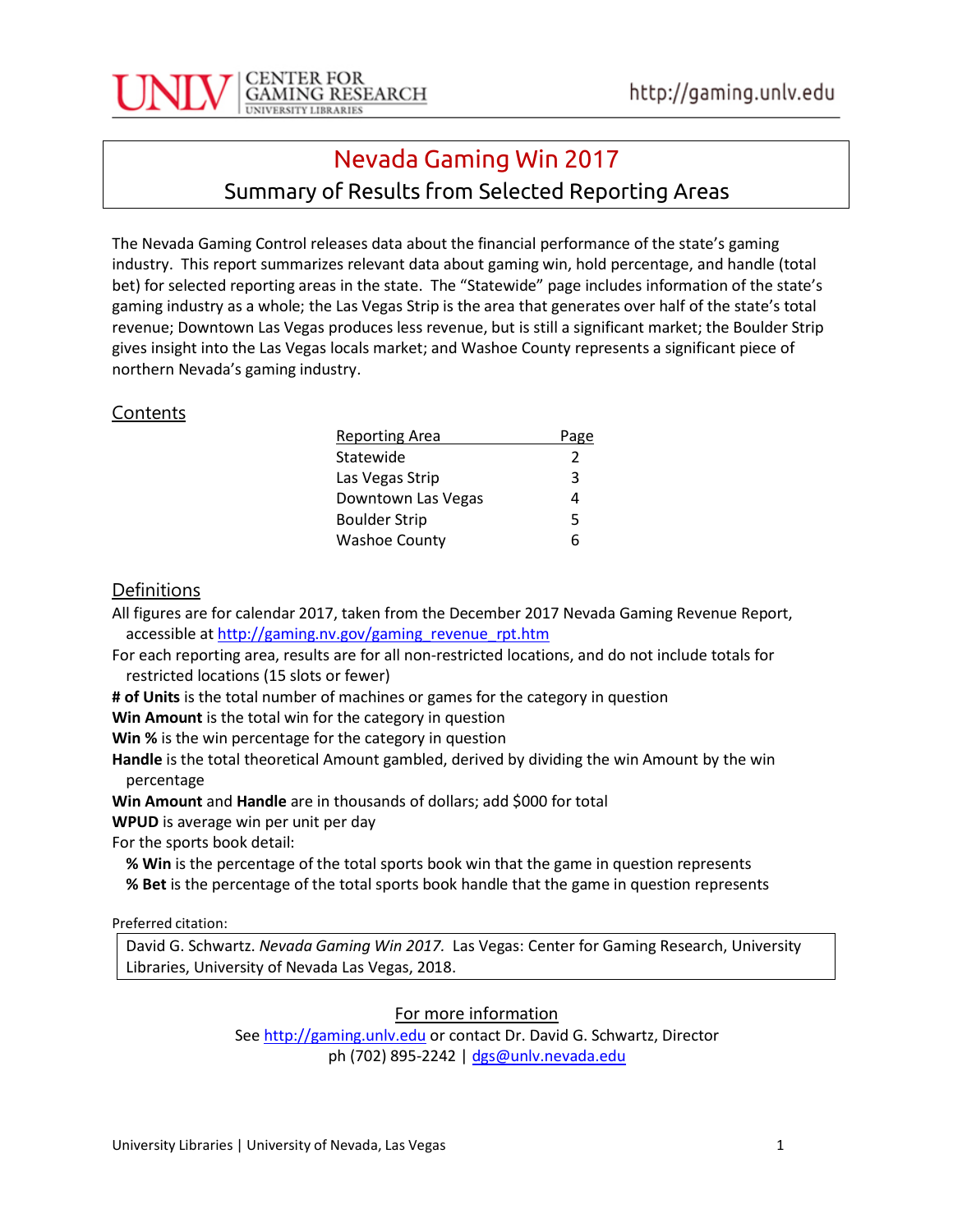UNLV | CENTER FOR GAMING RESEARCH | UNIVERSITY LIBRARIES

http://gaming.unlv.edu

# Nevada Gaming Win 2017

## Summary of Results from Selected Reporting Areas

The Nevada Gaming Control releases data about the financial performance of the state's gaming industry. This report summarizes relevant data about gaming win, hold percentage, and handle (total bet) for selected reporting areas in the state. The "Statewide" page includes information of the state's gaming industry as a whole; the Las Vegas Strip is the area that generates over half of the state's total revenue; Downtown Las Vegas produces less revenue, but is still a significant market; the Boulder Strip gives insight into the Las Vegas locals market; and Washoe County represents a significant piece of northern Nevada's gaming industry.

### Contents

| Reporting Area | Page |
|---|---|
| Statewide | 2 |
| Las Vegas Strip | 3 |
| Downtown Las Vegas | 4 |
| Boulder Strip | 5 |
| Washoe County | 6 |

### Definitions

All figures are for calendar 2017, taken from the December 2017 Nevada Gaming Revenue Report, accessible at http://gaming.nv.gov/gaming_revenue_rpt.htm

For each reporting area, results are for all non-restricted locations, and do not include totals for restricted locations (15 slots or fewer)

**# of Units** is the total number of machines or games for the category in question

**Win Amount** is the total win for the category in question

**Win %** is the win percentage for the category in question

**Handle** is the total theoretical Amount gambled, derived by dividing the win Amount by the win percentage

**Win Amount** and **Handle** are in thousands of dollars; add $000 for total

**WPUD** is average win per unit per day

For the sports book detail:

- **% Win** is the percentage of the total sports book win that the game in question represents
- **% Bet** is the percentage of the total sports book handle that the game in question represents

Preferred citation:

David G. Schwartz. *Nevada Gaming Win 2017.* Las Vegas: Center for Gaming Research, University Libraries, University of Nevada Las Vegas, 2018.

For more information

See http://gaming.unlv.edu or contact Dr. David G. Schwartz, Director
ph (702) 895-2242 | dgs@unlv.nevada.edu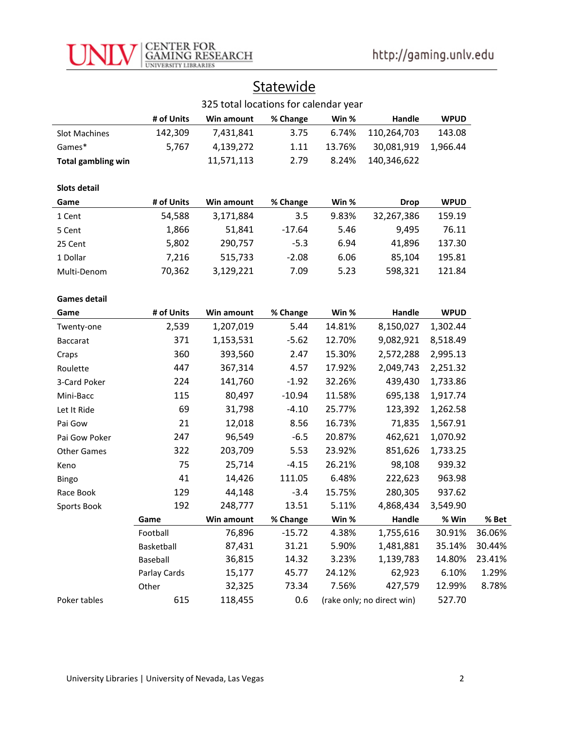# Statewide

325 total locations for calendar year

| | # of Units | Win amount | % Change | Win % | Handle | WPUD |
|---|---|---|---|---|---|---|
| Slot Machines | 142,309 | 7,431,841 | 3.75 | 6.74% | 110,264,703 | 143.08 |
| Games* | 5,767 | 4,139,272 | 1.11 | 13.76% | 30,081,919 | 1,966.44 |
| **Total gambling win** | | 11,571,113 | 2.79 | 8.24% | 140,346,622 | |

**Slots detail**

| Game | # of Units | Win amount | % Change | Win % | Drop | WPUD |
|---|---|---|---|---|---|---|
| 1 Cent | 54,588 | 3,171,884 | 3.5 | 9.83% | 32,267,386 | 159.19 |
| 5 Cent | 1,866 | 51,841 | -17.64 | 5.46 | 9,495 | 76.11 |
| 25 Cent | 5,802 | 290,757 | -5.3 | 6.94 | 41,896 | 137.30 |
| 1 Dollar | 7,216 | 515,733 | -2.08 | 6.06 | 85,104 | 195.81 |
| Multi-Denom | 70,362 | 3,129,221 | 7.09 | 5.23 | 598,321 | 121.84 |

**Games detail**

| Game | # of Units | Win amount | % Change | Win % | Handle | WPUD | |
|---|---|---|---|---|---|---|---|
| Twenty-one | 2,539 | 1,207,019 | 5.44 | 14.81% | 8,150,027 | 1,302.44 | |
| Baccarat | 371 | 1,153,531 | -5.62 | 12.70% | 9,082,921 | 8,518.49 | |
| Craps | 360 | 393,560 | 2.47 | 15.30% | 2,572,288 | 2,995.13 | |
| Roulette | 447 | 367,314 | 4.57 | 17.92% | 2,049,743 | 2,251.32 | |
| 3-Card Poker | 224 | 141,760 | -1.92 | 32.26% | 439,430 | 1,733.86 | |
| Mini-Bacc | 115 | 80,497 | -10.94 | 11.58% | 695,138 | 1,917.74 | |
| Let It Ride | 69 | 31,798 | -4.10 | 25.77% | 123,392 | 1,262.58 | |
| Pai Gow | 21 | 12,018 | 8.56 | 16.73% | 71,835 | 1,567.91 | |
| Pai Gow Poker | 247 | 96,549 | -6.5 | 20.87% | 462,621 | 1,070.92 | |
| Other Games | 322 | 203,709 | 5.53 | 23.92% | 851,626 | 1,733.25 | |
| Keno | 75 | 25,714 | -4.15 | 26.21% | 98,108 | 939.32 | |
| Bingo | 41 | 14,426 | 111.05 | 6.48% | 222,623 | 963.98 | |
| Race Book | 129 | 44,148 | -3.4 | 15.75% | 280,305 | 937.62 | |
| Sports Book | 192 | 248,777 | 13.51 | 5.11% | 4,868,434 | 3,549.90 | |
| | **Game** | **Win amount** | **% Change** | **Win %** | **Handle** | **% Win** | **% Bet** |
| | Football | 76,896 | -15.72 | 4.38% | 1,755,616 | 30.91% | 36.06% |
| | Basketball | 87,431 | 31.21 | 5.90% | 1,481,881 | 35.14% | 30.44% |
| | Baseball | 36,815 | 14.32 | 3.23% | 1,139,783 | 14.80% | 23.41% |
| | Parlay Cards | 15,177 | 45.77 | 24.12% | 62,923 | 6.10% | 1.29% |
| | Other | 32,325 | 73.34 | 7.56% | 427,579 | 12.99% | 8.78% |
| Poker tables | 615 | 118,455 | 0.6 | (rake only; no direct win) | | 527.70 | |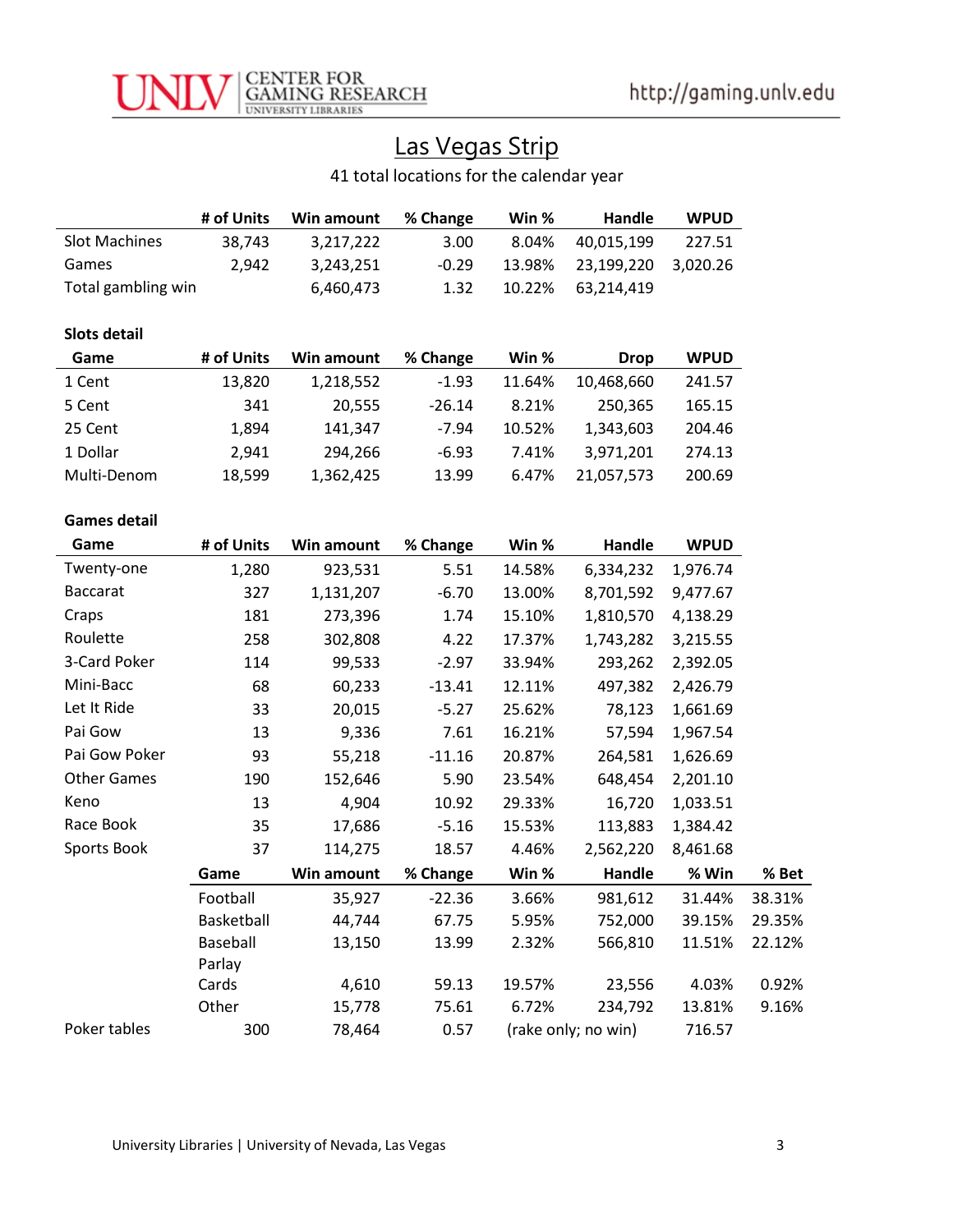## Las Vegas Strip

41 total locations for the calendar year

| | # of Units | Win amount | % Change | Win % | Handle | WPUD |
|---|---|---|---|---|---|---|
| Slot Machines | 38,743 | 3,217,222 | 3.00 | 8.04% | 40,015,199 | 227.51 |
| Games | 2,942 | 3,243,251 | -0.29 | 13.98% | 23,199,220 | 3,020.26 |
| Total gambling win | | 6,460,473 | 1.32 | 10.22% | 63,214,419 | |

**Slots detail**

| Game | # of Units | Win amount | % Change | Win % | Drop | WPUD |
|---|---|---|---|---|---|---|
| 1 Cent | 13,820 | 1,218,552 | -1.93 | 11.64% | 10,468,660 | 241.57 |
| 5 Cent | 341 | 20,555 | -26.14 | 8.21% | 250,365 | 165.15 |
| 25 Cent | 1,894 | 141,347 | -7.94 | 10.52% | 1,343,603 | 204.46 |
| 1 Dollar | 2,941 | 294,266 | -6.93 | 7.41% | 3,971,201 | 274.13 |
| Multi-Denom | 18,599 | 1,362,425 | 13.99 | 6.47% | 21,057,573 | 200.69 |

**Games detail**

| Game | # of Units | Win amount | % Change | Win % | Handle | WPUD | |
|---|---|---|---|---|---|---|---|
| Twenty-one | 1,280 | 923,531 | 5.51 | 14.58% | 6,334,232 | 1,976.74 | |
| Baccarat | 327 | 1,131,207 | -6.70 | 13.00% | 8,701,592 | 9,477.67 | |
| Craps | 181 | 273,396 | 1.74 | 15.10% | 1,810,570 | 4,138.29 | |
| Roulette | 258 | 302,808 | 4.22 | 17.37% | 1,743,282 | 3,215.55 | |
| 3-Card Poker | 114 | 99,533 | -2.97 | 33.94% | 293,262 | 2,392.05 | |
| Mini-Bacc | 68 | 60,233 | -13.41 | 12.11% | 497,382 | 2,426.79 | |
| Let It Ride | 33 | 20,015 | -5.27 | 25.62% | 78,123 | 1,661.69 | |
| Pai Gow | 13 | 9,336 | 7.61 | 16.21% | 57,594 | 1,967.54 | |
| Pai Gow Poker | 93 | 55,218 | -11.16 | 20.87% | 264,581 | 1,626.69 | |
| Other Games | 190 | 152,646 | 5.90 | 23.54% | 648,454 | 2,201.10 | |
| Keno | 13 | 4,904 | 10.92 | 29.33% | 16,720 | 1,033.51 | |
| Race Book | 35 | 17,686 | -5.16 | 15.53% | 113,883 | 1,384.42 | |
| Sports Book | 37 | 114,275 | 18.57 | 4.46% | 2,562,220 | 8,461.68 | |
| | **Game** | **Win amount** | **% Change** | **Win %** | **Handle** | **% Win** | **% Bet** |
| | Football | 35,927 | -22.36 | 3.66% | 981,612 | 31.44% | 38.31% |
| | Basketball | 44,744 | 67.75 | 5.95% | 752,000 | 39.15% | 29.35% |
| | Baseball | 13,150 | 13.99 | 2.32% | 566,810 | 11.51% | 22.12% |
| | Parlay | | | | | | |
| | Cards | 4,610 | 59.13 | 19.57% | 23,556 | 4.03% | 0.92% |
| | Other | 15,778 | 75.61 | 6.72% | 234,792 | 13.81% | 9.16% |
| Poker tables | 300 | 78,464 | 0.57 | (rake only; no win) | | 716.57 | |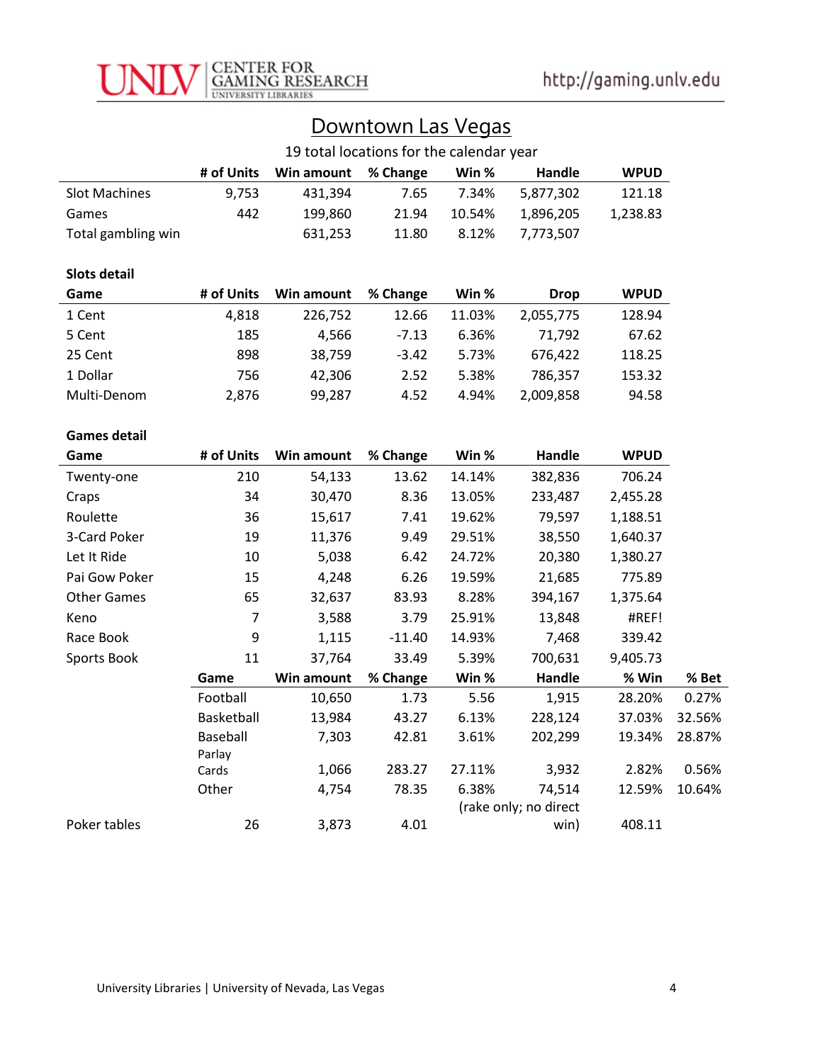# Downtown Las Vegas

19 total locations for the calendar year

| | # of Units | Win amount | % Change | Win % | Handle | WPUD |
|---|---|---|---|---|---|---|
| Slot Machines | 9,753 | 431,394 | 7.65 | 7.34% | 5,877,302 | 121.18 |
| Games | 442 | 199,860 | 21.94 | 10.54% | 1,896,205 | 1,238.83 |
| Total gambling win | | 631,253 | 11.80 | 8.12% | 7,773,507 | |

**Slots detail**

| Game | # of Units | Win amount | % Change | Win % | Drop | WPUD |
|---|---|---|---|---|---|---|
| 1 Cent | 4,818 | 226,752 | 12.66 | 11.03% | 2,055,775 | 128.94 |
| 5 Cent | 185 | 4,566 | -7.13 | 6.36% | 71,792 | 67.62 |
| 25 Cent | 898 | 38,759 | -3.42 | 5.73% | 676,422 | 118.25 |
| 1 Dollar | 756 | 42,306 | 2.52 | 5.38% | 786,357 | 153.32 |
| Multi-Denom | 2,876 | 99,287 | 4.52 | 4.94% | 2,009,858 | 94.58 |

**Games detail**

| Game | # of Units | Win amount | % Change | Win % | Handle | WPUD | |
|---|---|---|---|---|---|---|---|
| Twenty-one | 210 | 54,133 | 13.62 | 14.14% | 382,836 | 706.24 | |
| Craps | 34 | 30,470 | 8.36 | 13.05% | 233,487 | 2,455.28 | |
| Roulette | 36 | 15,617 | 7.41 | 19.62% | 79,597 | 1,188.51 | |
| 3-Card Poker | 19 | 11,376 | 9.49 | 29.51% | 38,550 | 1,640.37 | |
| Let It Ride | 10 | 5,038 | 6.42 | 24.72% | 20,380 | 1,380.27 | |
| Pai Gow Poker | 15 | 4,248 | 6.26 | 19.59% | 21,685 | 775.89 | |
| Other Games | 65 | 32,637 | 83.93 | 8.28% | 394,167 | 1,375.64 | |
| Keno | 7 | 3,588 | 3.79 | 25.91% | 13,848 | #REF! | |
| Race Book | 9 | 1,115 | -11.40 | 14.93% | 7,468 | 339.42 | |
| Sports Book | 11 | 37,764 | 33.49 | 5.39% | 700,631 | 9,405.73 | |
| | Game | Win amount | % Change | Win % | Handle | % Win | % Bet |
| | Football | 10,650 | 1.73 | 5.56 | 1,915 | 28.20% | 0.27% |
| | Basketball | 13,984 | 43.27 | 6.13% | 228,124 | 37.03% | 32.56% |
| | Baseball | 7,303 | 42.81 | 3.61% | 202,299 | 19.34% | 28.87% |
| | Parlay Cards | 1,066 | 283.27 | 27.11% | 3,932 | 2.82% | 0.56% |
| | Other | 4,754 | 78.35 | 6.38% | 74,514 | 12.59% | 10.64% |
| Poker tables | 26 | 3,873 | 4.01 | (rake only; no direct win) | | 408.11 | |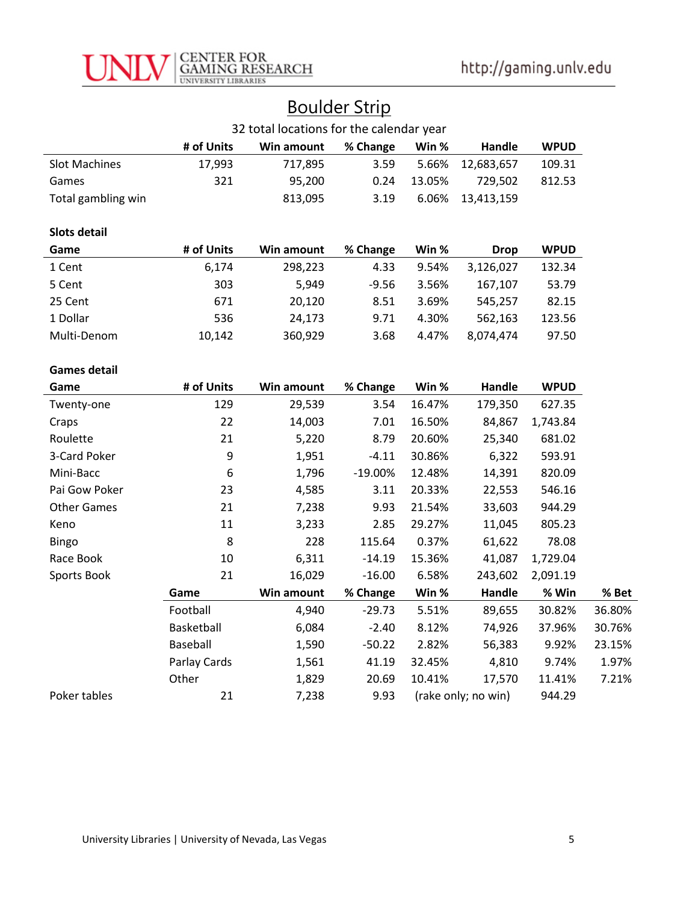# Boulder Strip

32 total locations for the calendar year

| | # of Units | Win amount | % Change | Win % | Handle | WPUD |
|---|---|---|---|---|---|---|
| Slot Machines | 17,993 | 717,895 | 3.59 | 5.66% | 12,683,657 | 109.31 |
| Games | 321 | 95,200 | 0.24 | 13.05% | 729,502 | 812.53 |
| Total gambling win | | 813,095 | 3.19 | 6.06% | 13,413,159 | |

**Slots detail**

| Game | # of Units | Win amount | % Change | Win % | Drop | WPUD |
|---|---|---|---|---|---|---|
| 1 Cent | 6,174 | 298,223 | 4.33 | 9.54% | 3,126,027 | 132.34 |
| 5 Cent | 303 | 5,949 | -9.56 | 3.56% | 167,107 | 53.79 |
| 25 Cent | 671 | 20,120 | 8.51 | 3.69% | 545,257 | 82.15 |
| 1 Dollar | 536 | 24,173 | 9.71 | 4.30% | 562,163 | 123.56 |
| Multi-Denom | 10,142 | 360,929 | 3.68 | 4.47% | 8,074,474 | 97.50 |

**Games detail**

| Game | # of Units | Win amount | % Change | Win % | Handle | WPUD | |
|---|---|---|---|---|---|---|---|
| Twenty-one | 129 | 29,539 | 3.54 | 16.47% | 179,350 | 627.35 | |
| Craps | 22 | 14,003 | 7.01 | 16.50% | 84,867 | 1,743.84 | |
| Roulette | 21 | 5,220 | 8.79 | 20.60% | 25,340 | 681.02 | |
| 3-Card Poker | 9 | 1,951 | -4.11 | 30.86% | 6,322 | 593.91 | |
| Mini-Bacc | 6 | 1,796 | -19.00% | 12.48% | 14,391 | 820.09 | |
| Pai Gow Poker | 23 | 4,585 | 3.11 | 20.33% | 22,553 | 546.16 | |
| Other Games | 21 | 7,238 | 9.93 | 21.54% | 33,603 | 944.29 | |
| Keno | 11 | 3,233 | 2.85 | 29.27% | 11,045 | 805.23 | |
| Bingo | 8 | 228 | 115.64 | 0.37% | 61,622 | 78.08 | |
| Race Book | 10 | 6,311 | -14.19 | 15.36% | 41,087 | 1,729.04 | |
| Sports Book | 21 | 16,029 | -16.00 | 6.58% | 243,602 | 2,091.19 | |
| | **Game** | **Win amount** | **% Change** | **Win %** | **Handle** | **% Win** | **% Bet** |
| | Football | 4,940 | -29.73 | 5.51% | 89,655 | 30.82% | 36.80% |
| | Basketball | 6,084 | -2.40 | 8.12% | 74,926 | 37.96% | 30.76% |
| | Baseball | 1,590 | -50.22 | 2.82% | 56,383 | 9.92% | 23.15% |
| | Parlay Cards | 1,561 | 41.19 | 32.45% | 4,810 | 9.74% | 1.97% |
| | Other | 1,829 | 20.69 | 10.41% | 17,570 | 11.41% | 7.21% |
| Poker tables | 21 | 7,238 | 9.93 | (rake only; no win) | | 944.29 | |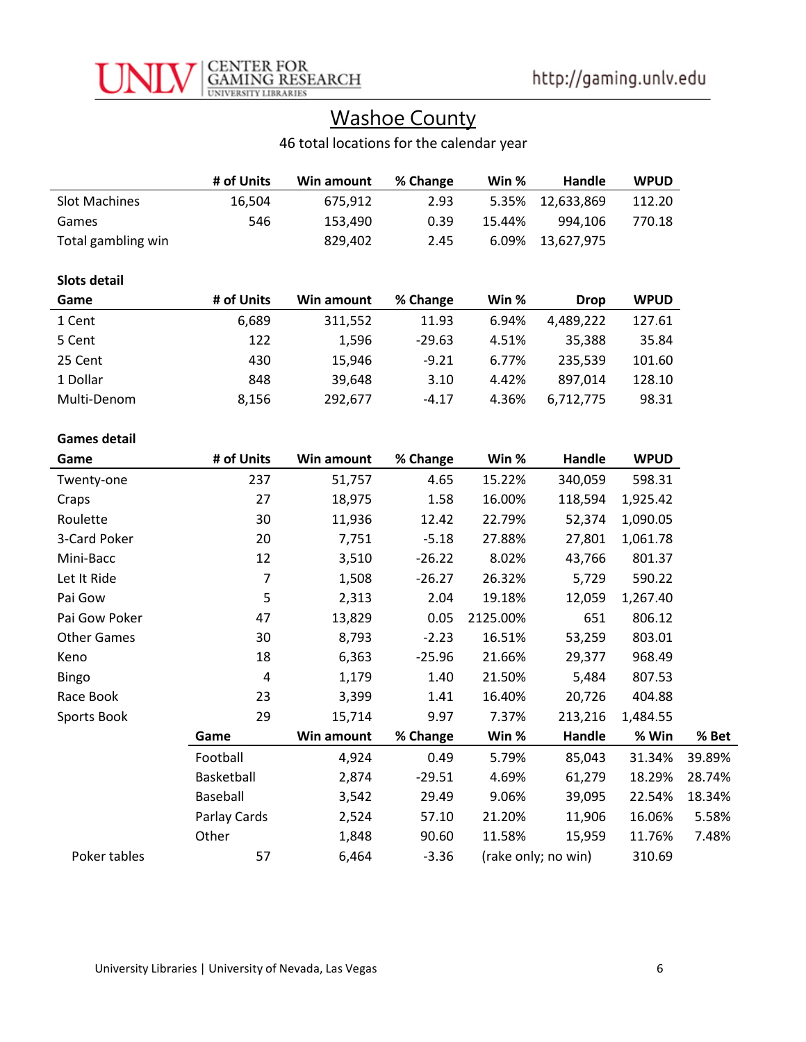# Washoe County

46 total locations for the calendar year

| | # of Units | Win amount | % Change | Win % | Handle | WPUD |
|---|---|---|---|---|---|---|
| Slot Machines | 16,504 | 675,912 | 2.93 | 5.35% | 12,633,869 | 112.20 |
| Games | 546 | 153,490 | 0.39 | 15.44% | 994,106 | 770.18 |
| Total gambling win | | 829,402 | 2.45 | 6.09% | 13,627,975 | |

**Slots detail**

| Game | # of Units | Win amount | % Change | Win % | Drop | WPUD |
|---|---|---|---|---|---|---|
| 1 Cent | 6,689 | 311,552 | 11.93 | 6.94% | 4,489,222 | 127.61 |
| 5 Cent | 122 | 1,596 | -29.63 | 4.51% | 35,388 | 35.84 |
| 25 Cent | 430 | 15,946 | -9.21 | 6.77% | 235,539 | 101.60 |
| 1 Dollar | 848 | 39,648 | 3.10 | 4.42% | 897,014 | 128.10 |
| Multi-Denom | 8,156 | 292,677 | -4.17 | 4.36% | 6,712,775 | 98.31 |

**Games detail**

| Game | # of Units | Win amount | % Change | Win % | Handle | WPUD | |
|---|---|---|---|---|---|---|---|
| Twenty-one | 237 | 51,757 | 4.65 | 15.22% | 340,059 | 598.31 | |
| Craps | 27 | 18,975 | 1.58 | 16.00% | 118,594 | 1,925.42 | |
| Roulette | 30 | 11,936 | 12.42 | 22.79% | 52,374 | 1,090.05 | |
| 3-Card Poker | 20 | 7,751 | -5.18 | 27.88% | 27,801 | 1,061.78 | |
| Mini-Bacc | 12 | 3,510 | -26.22 | 8.02% | 43,766 | 801.37 | |
| Let It Ride | 7 | 1,508 | -26.27 | 26.32% | 5,729 | 590.22 | |
| Pai Gow | 5 | 2,313 | 2.04 | 19.18% | 12,059 | 1,267.40 | |
| Pai Gow Poker | 47 | 13,829 | 0.05 | 2125.00% | 651 | 806.12 | |
| Other Games | 30 | 8,793 | -2.23 | 16.51% | 53,259 | 803.01 | |
| Keno | 18 | 6,363 | -25.96 | 21.66% | 29,377 | 968.49 | |
| Bingo | 4 | 1,179 | 1.40 | 21.50% | 5,484 | 807.53 | |
| Race Book | 23 | 3,399 | 1.41 | 16.40% | 20,726 | 404.88 | |
| Sports Book | 29 | 15,714 | 9.97 | 7.37% | 213,216 | 1,484.55 | |
| | Game | Win amount | % Change | Win % | Handle | % Win | % Bet |
| | Football | 4,924 | 0.49 | 5.79% | 85,043 | 31.34% | 39.89% |
| | Basketball | 2,874 | -29.51 | 4.69% | 61,279 | 18.29% | 28.74% |
| | Baseball | 3,542 | 29.49 | 9.06% | 39,095 | 22.54% | 18.34% |
| | Parlay Cards | 2,524 | 57.10 | 21.20% | 11,906 | 16.06% | 5.58% |
| | Other | 1,848 | 90.60 | 11.58% | 15,959 | 11.76% | 7.48% |
| Poker tables | 57 | 6,464 | -3.36 | (rake only; no win) | | 310.69 | |